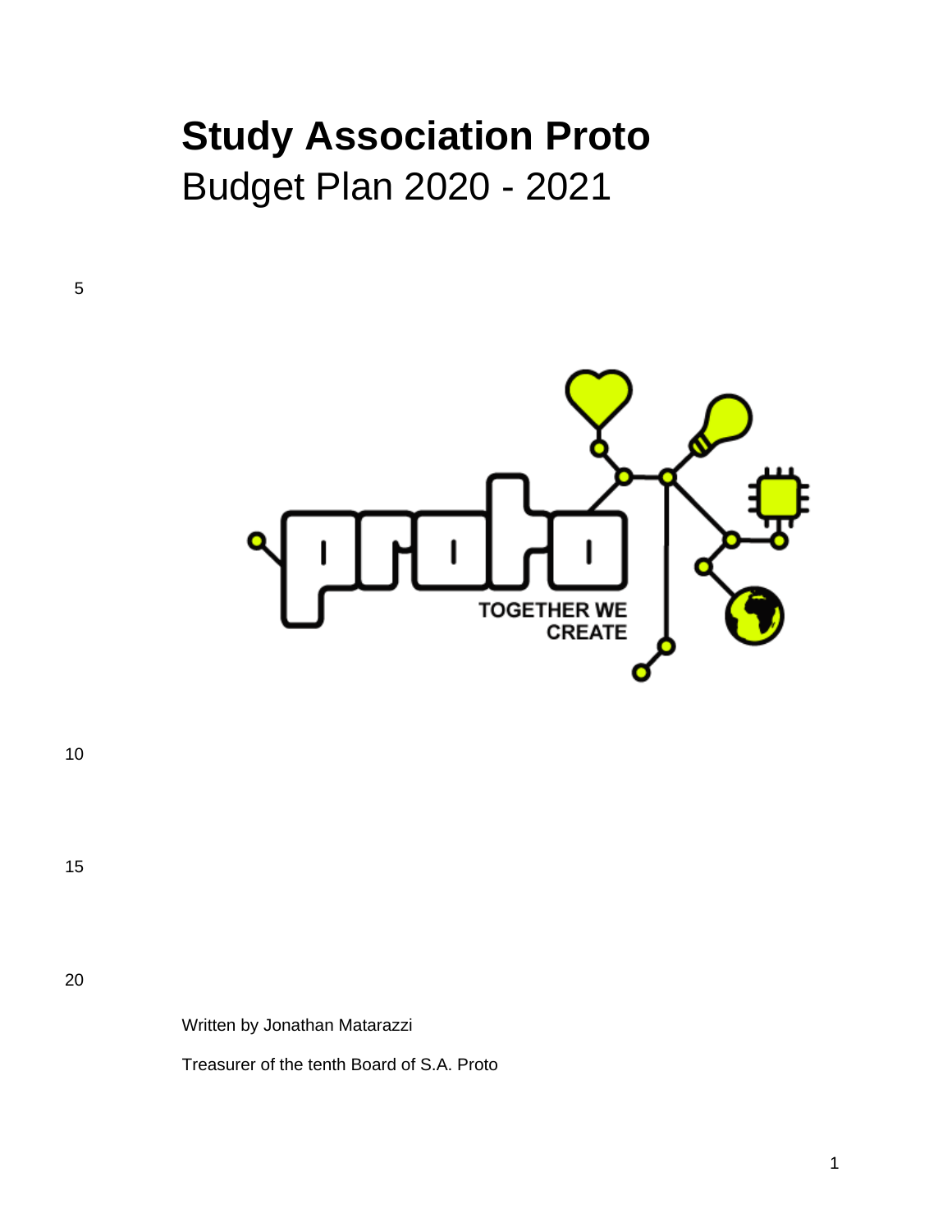# **Study Association Proto**

Budget Plan 2020 - 2021

Written by Jonathan Matarazzi

Treasurer of the tenth Board of S.A. Proto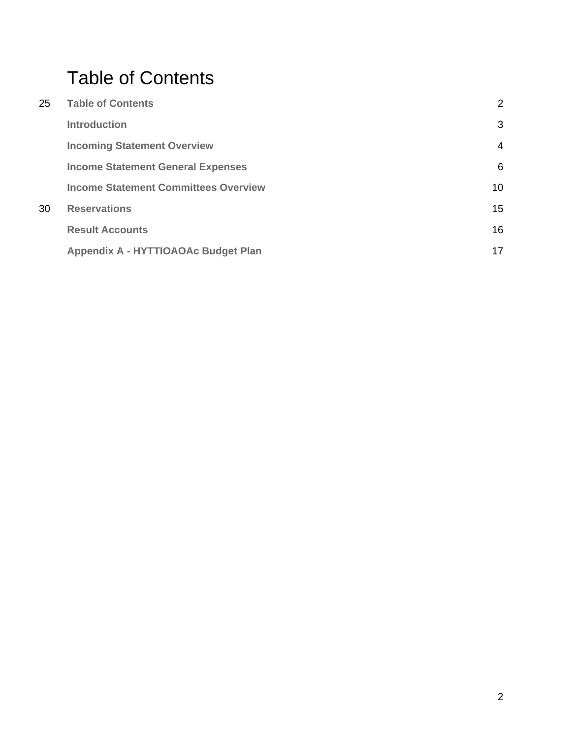# Table of Contents

| | |
|---|---|
| **Table of Contents** | 2 |
| **Introduction** | 3 |
| **Incoming Statement Overview** | 4 |
| **Income Statement General Expenses** | 6 |
| **Income Statement Committees Overview** | 10 |
| **Reservations** | 15 |
| **Result Accounts** | 16 |
| **Appendix A - HYTTIOAOAc Budget Plan** | 17 |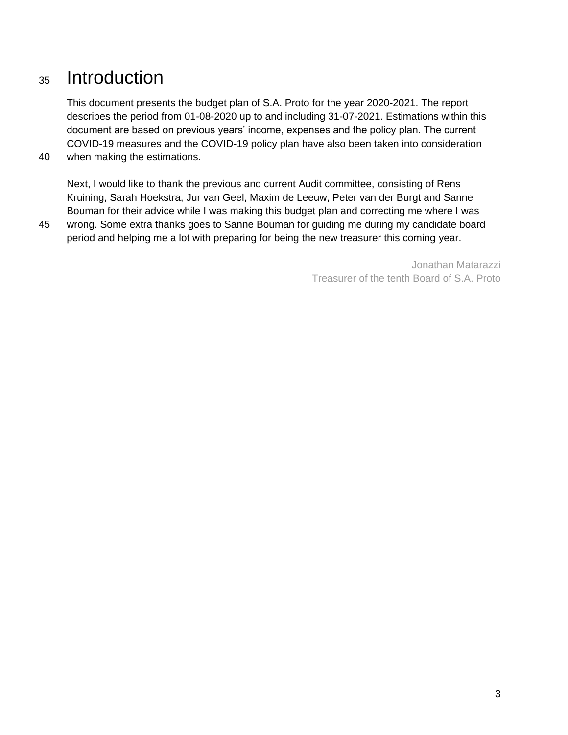# Introduction

This document presents the budget plan of S.A. Proto for the year 2020-2021. The report describes the period from 01-08-2020 up to and including 31-07-2021. Estimations within this document are based on previous years' income, expenses and the policy plan. The current COVID-19 measures and the COVID-19 policy plan have also been taken into consideration when making the estimations.

Next, I would like to thank the previous and current Audit committee, consisting of Rens Kruining, Sarah Hoekstra, Jur van Geel, Maxim de Leeuw, Peter van der Burgt and Sanne Bouman for their advice while I was making this budget plan and correcting me where I was wrong. Some extra thanks goes to Sanne Bouman for guiding me during my candidate board period and helping me a lot with preparing for being the new treasurer this coming year.

Jonathan Matarazzi
Treasurer of the tenth Board of S.A. Proto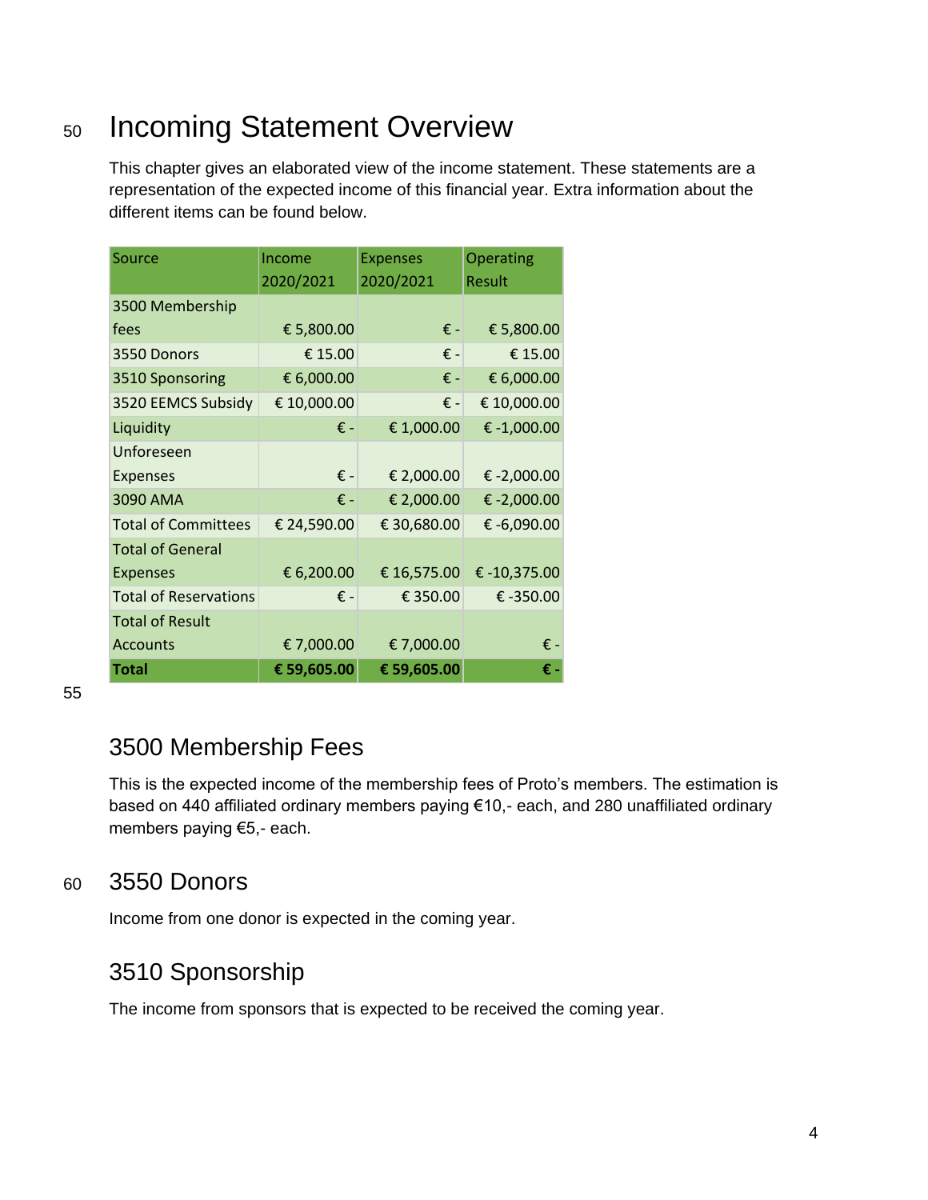# Incoming Statement Overview

This chapter gives an elaborated view of the income statement. These statements are a representation of the expected income of this financial year. Extra information about the different items can be found below.

| Source | Income 2020/2021 | Expenses 2020/2021 | Operating Result |
|---|---|---|---|
| 3500 Membership fees | € 5,800.00 | € - | € 5,800.00 |
| 3550 Donors | € 15.00 | € - | € 15.00 |
| 3510 Sponsoring | € 6,000.00 | € - | € 6,000.00 |
| 3520 EEMCS Subsidy | € 10,000.00 | € - | € 10,000.00 |
| Liquidity | € - | € 1,000.00 | € -1,000.00 |
| Unforeseen Expenses | € - | € 2,000.00 | € -2,000.00 |
| 3090 AMA | € - | € 2,000.00 | € -2,000.00 |
| Total of Committees | € 24,590.00 | € 30,680.00 | € -6,090.00 |
| Total of General Expenses | € 6,200.00 | € 16,575.00 | € -10,375.00 |
| Total of Reservations | € - | € 350.00 | € -350.00 |
| Total of Result Accounts | € 7,000.00 | € 7,000.00 | € - |
| **Total** | **€ 59,605.00** | **€ 59,605.00** | **€ -** |

## 3500 Membership Fees

This is the expected income of the membership fees of Proto's members. The estimation is based on 440 affiliated ordinary members paying €10,- each, and 280 unaffiliated ordinary members paying €5,- each.

## 3550 Donors

Income from one donor is expected in the coming year.

## 3510 Sponsorship

The income from sponsors that is expected to be received the coming year.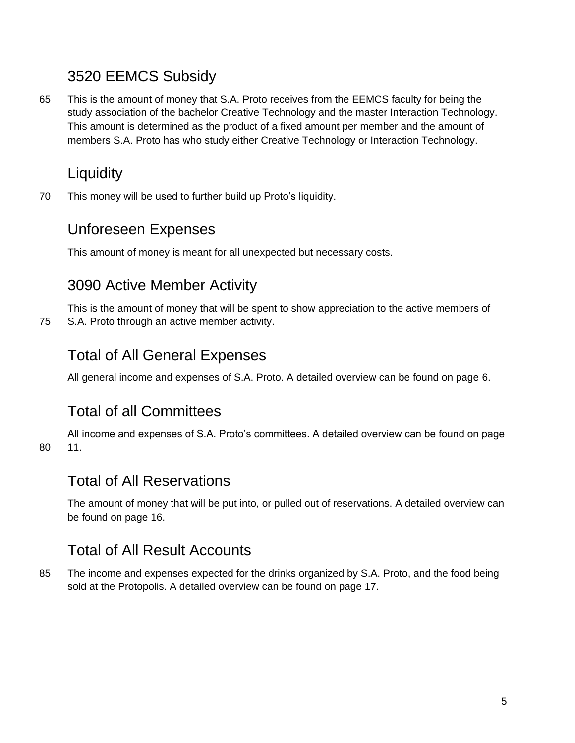## 3520 EEMCS Subsidy

This is the amount of money that S.A. Proto receives from the EEMCS faculty for being the study association of the bachelor Creative Technology and the master Interaction Technology. This amount is determined as the product of a fixed amount per member and the amount of members S.A. Proto has who study either Creative Technology or Interaction Technology.

## Liquidity

This money will be used to further build up Proto's liquidity.

## Unforeseen Expenses

This amount of money is meant for all unexpected but necessary costs.

## 3090 Active Member Activity

This is the amount of money that will be spent to show appreciation to the active members of S.A. Proto through an active member activity.

## Total of All General Expenses

All general income and expenses of S.A. Proto. A detailed overview can be found on page 6.

## Total of all Committees

All income and expenses of S.A. Proto's committees. A detailed overview can be found on page 11.

## Total of All Reservations

The amount of money that will be put into, or pulled out of reservations. A detailed overview can be found on page 16.

## Total of All Result Accounts

The income and expenses expected for the drinks organized by S.A. Proto, and the food being sold at the Protopolis. A detailed overview can be found on page 17.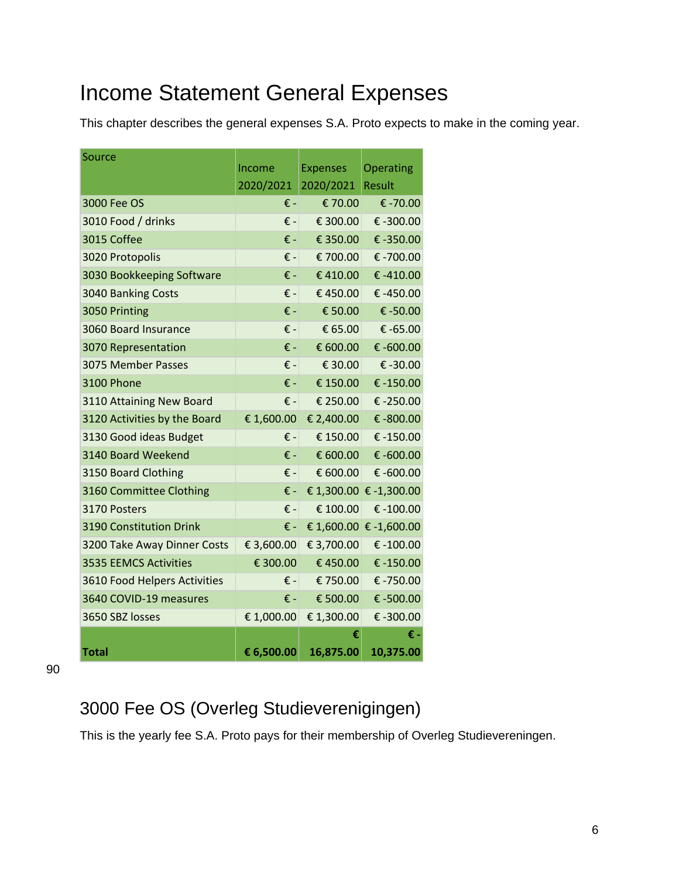# Income Statement General Expenses

This chapter describes the general expenses S.A. Proto expects to make in the coming year.

| Source | Income 2020/2021 | Expenses 2020/2021 | Operating Result |
|---|---|---|---|
| 3000 Fee OS | € - | € 70.00 | € -70.00 |
| 3010 Food / drinks | € - | € 300.00 | € -300.00 |
| 3015 Coffee | € - | € 350.00 | € -350.00 |
| 3020 Protopolis | € - | € 700.00 | € -700.00 |
| 3030 Bookkeeping Software | € - | € 410.00 | € -410.00 |
| 3040 Banking Costs | € - | € 450.00 | € -450.00 |
| 3050 Printing | € - | € 50.00 | € -50.00 |
| 3060 Board Insurance | € - | € 65.00 | € -65.00 |
| 3070 Representation | € - | € 600.00 | € -600.00 |
| 3075 Member Passes | € - | € 30.00 | € -30.00 |
| 3100 Phone | € - | € 150.00 | € -150.00 |
| 3110 Attaining New Board | € - | € 250.00 | € -250.00 |
| 3120 Activities by the Board | € 1,600.00 | € 2,400.00 | € -800.00 |
| 3130 Good ideas Budget | € - | € 150.00 | € -150.00 |
| 3140 Board Weekend | € - | € 600.00 | € -600.00 |
| 3150 Board Clothing | € - | € 600.00 | € -600.00 |
| 3160 Committee Clothing | € - | € 1,300.00 | € -1,300.00 |
| 3170 Posters | € - | € 100.00 | € -100.00 |
| 3190 Constitution Drink | € - | € 1,600.00 | € -1,600.00 |
| 3200 Take Away Dinner Costs | € 3,600.00 | € 3,700.00 | € -100.00 |
| 3535 EEMCS Activities | € 300.00 | € 450.00 | € -150.00 |
| 3610 Food Helpers Activities | € - | € 750.00 | € -750.00 |
| 3640 COVID-19 measures | € - | € 500.00 | € -500.00 |
| 3650 SBZ losses | € 1,000.00 | € 1,300.00 | € -300.00 |
| **Total** | **€ 6,500.00** | **€ 16,875.00** | **€ -10,375.00** |

90

## 3000 Fee OS (Overleg Studieverenigingen)

This is the yearly fee S.A. Proto pays for their membership of Overleg Studieverenigingen.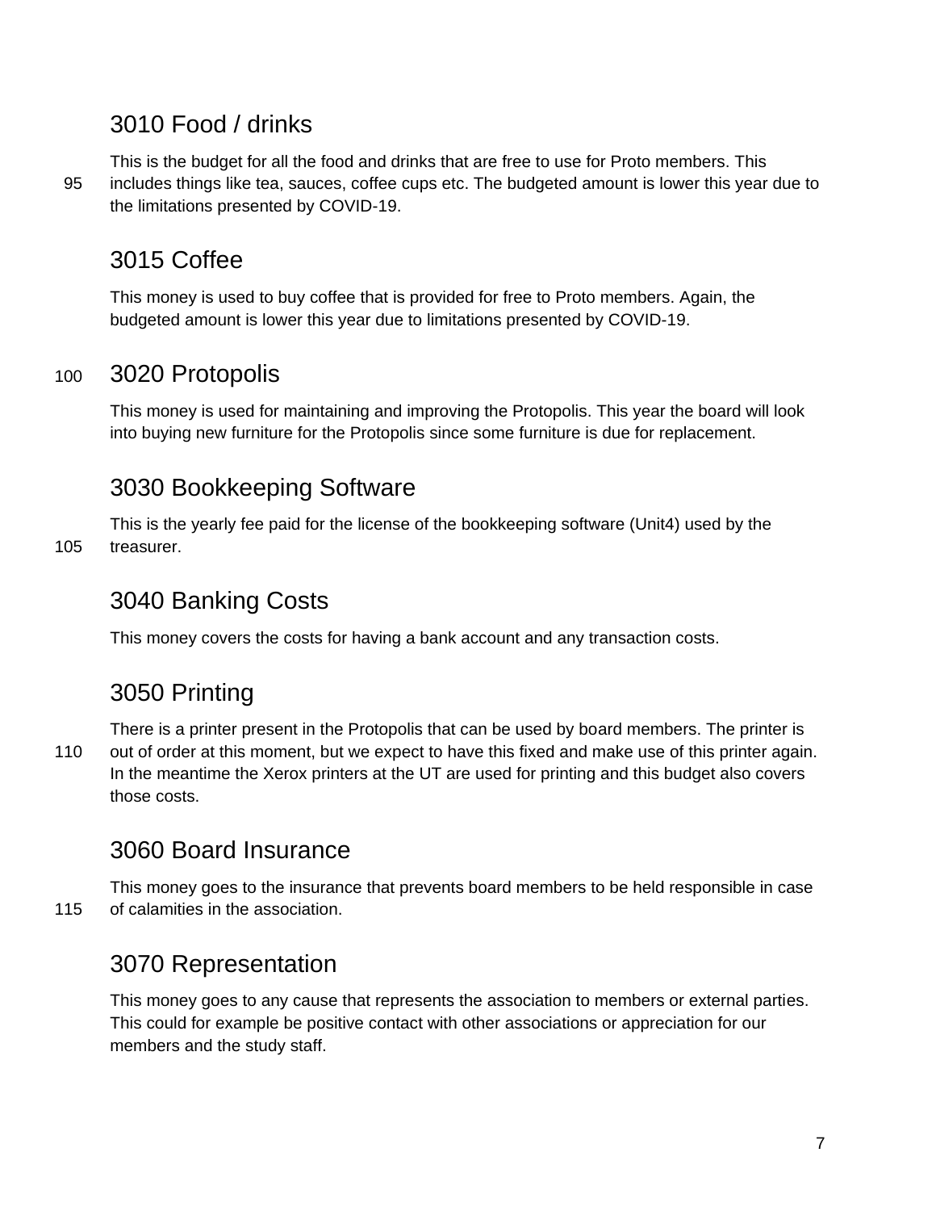## 3010 Food / drinks

This is the budget for all the food and drinks that are free to use for Proto members. This includes things like tea, sauces, coffee cups etc. The budgeted amount is lower this year due to the limitations presented by COVID-19.

## 3015 Coffee

This money is used to buy coffee that is provided for free to Proto members. Again, the budgeted amount is lower this year due to limitations presented by COVID-19.

## 3020 Protopolis

This money is used for maintaining and improving the Protopolis. This year the board will look into buying new furniture for the Protopolis since some furniture is due for replacement.

## 3030 Bookkeeping Software

This is the yearly fee paid for the license of the bookkeeping software (Unit4) used by the treasurer.

## 3040 Banking Costs

This money covers the costs for having a bank account and any transaction costs.

## 3050 Printing

There is a printer present in the Protopolis that can be used by board members. The printer is out of order at this moment, but we expect to have this fixed and make use of this printer again. In the meantime the Xerox printers at the UT are used for printing and this budget also covers those costs.

## 3060 Board Insurance

This money goes to the insurance that prevents board members to be held responsible in case of calamities in the association.

## 3070 Representation

This money goes to any cause that represents the association to members or external parties. This could for example be positive contact with other associations or appreciation for our members and the study staff.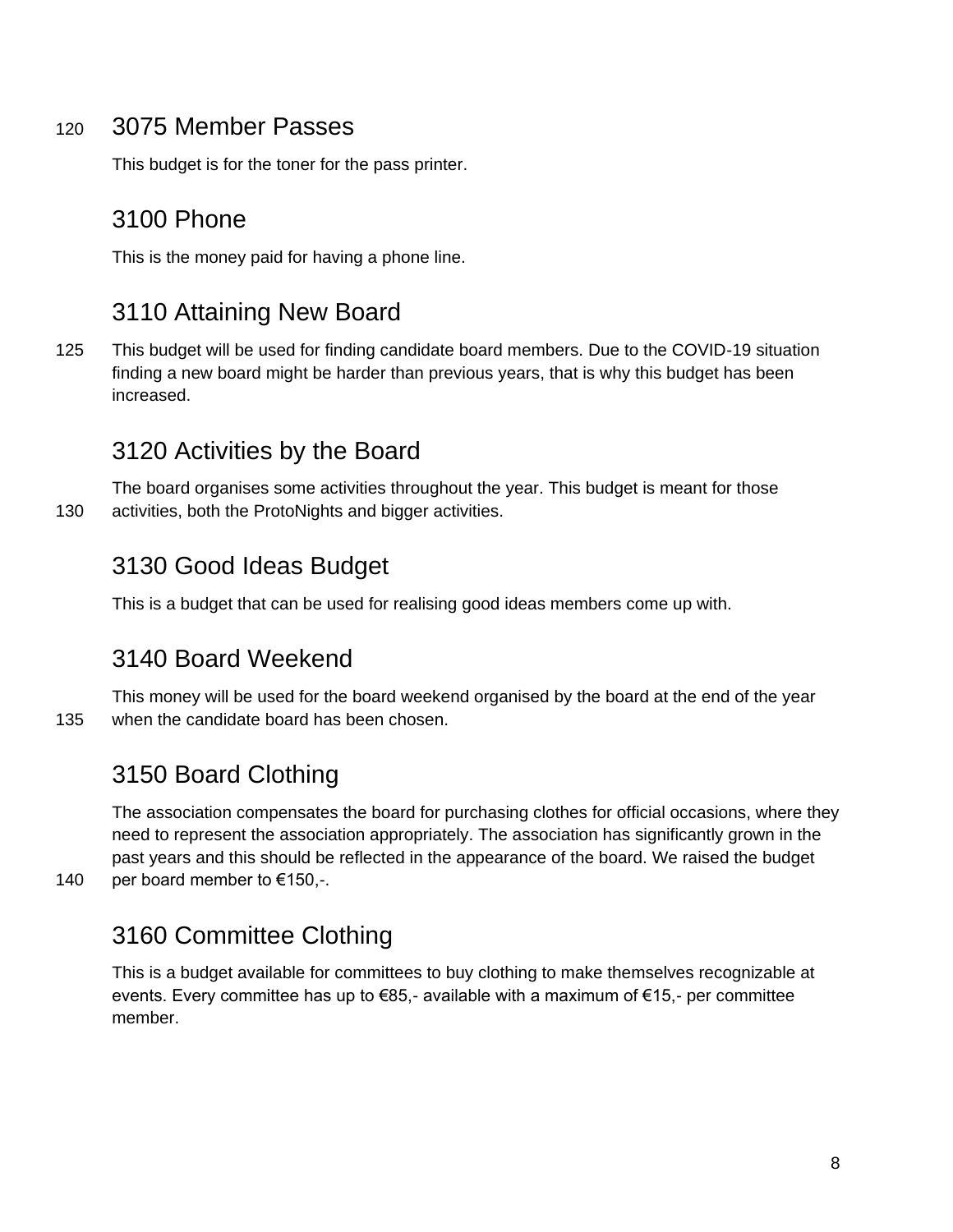## 3075 Member Passes

This budget is for the toner for the pass printer.

## 3100 Phone

This is the money paid for having a phone line.

## 3110 Attaining New Board

This budget will be used for finding candidate board members. Due to the COVID-19 situation finding a new board might be harder than previous years, that is why this budget has been increased.

## 3120 Activities by the Board

The board organises some activities throughout the year. This budget is meant for those activities, both the ProtoNights and bigger activities.

## 3130 Good Ideas Budget

This is a budget that can be used for realising good ideas members come up with.

## 3140 Board Weekend

This money will be used for the board weekend organised by the board at the end of the year when the candidate board has been chosen.

## 3150 Board Clothing

The association compensates the board for purchasing clothes for official occasions, where they need to represent the association appropriately. The association has significantly grown in the past years and this should be reflected in the appearance of the board. We raised the budget per board member to €150,-.

## 3160 Committee Clothing

This is a budget available for committees to buy clothing to make themselves recognizable at events. Every committee has up to €85,- available with a maximum of €15,- per committee member.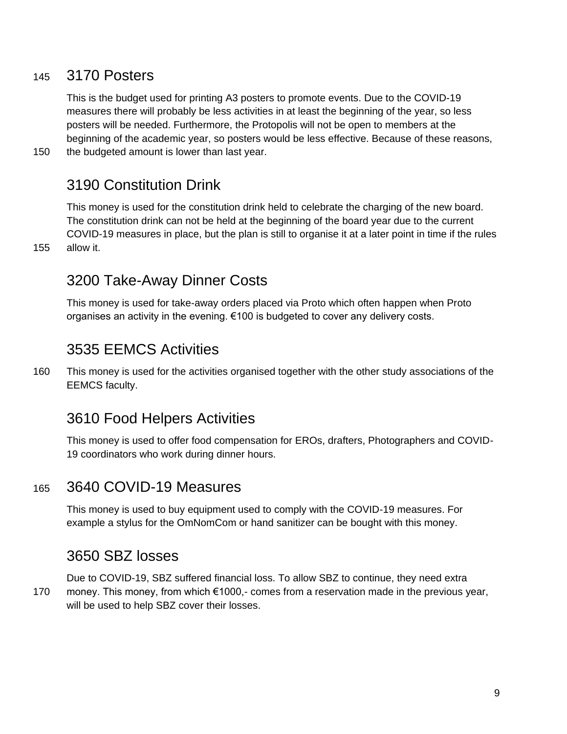## 3170 Posters

This is the budget used for printing A3 posters to promote events. Due to the COVID-19 measures there will probably be less activities in at least the beginning of the year, so less posters will be needed. Furthermore, the Protopolis will not be open to members at the beginning of the academic year, so posters would be less effective. Because of these reasons, the budgeted amount is lower than last year.

## 3190 Constitution Drink

This money is used for the constitution drink held to celebrate the charging of the new board. The constitution drink can not be held at the beginning of the board year due to the current COVID-19 measures in place, but the plan is still to organise it at a later point in time if the rules allow it.

## 3200 Take-Away Dinner Costs

This money is used for take-away orders placed via Proto which often happen when Proto organises an activity in the evening. €100 is budgeted to cover any delivery costs.

## 3535 EEMCS Activities

This money is used for the activities organised together with the other study associations of the EEMCS faculty.

## 3610 Food Helpers Activities

This money is used to offer food compensation for EROs, drafters, Photographers and COVID-19 coordinators who work during dinner hours.

## 3640 COVID-19 Measures

This money is used to buy equipment used to comply with the COVID-19 measures. For example a stylus for the OmNomCom or hand sanitizer can be bought with this money.

## 3650 SBZ losses

Due to COVID-19, SBZ suffered financial loss. To allow SBZ to continue, they need extra money. This money, from which €1000,- comes from a reservation made in the previous year, will be used to help SBZ cover their losses.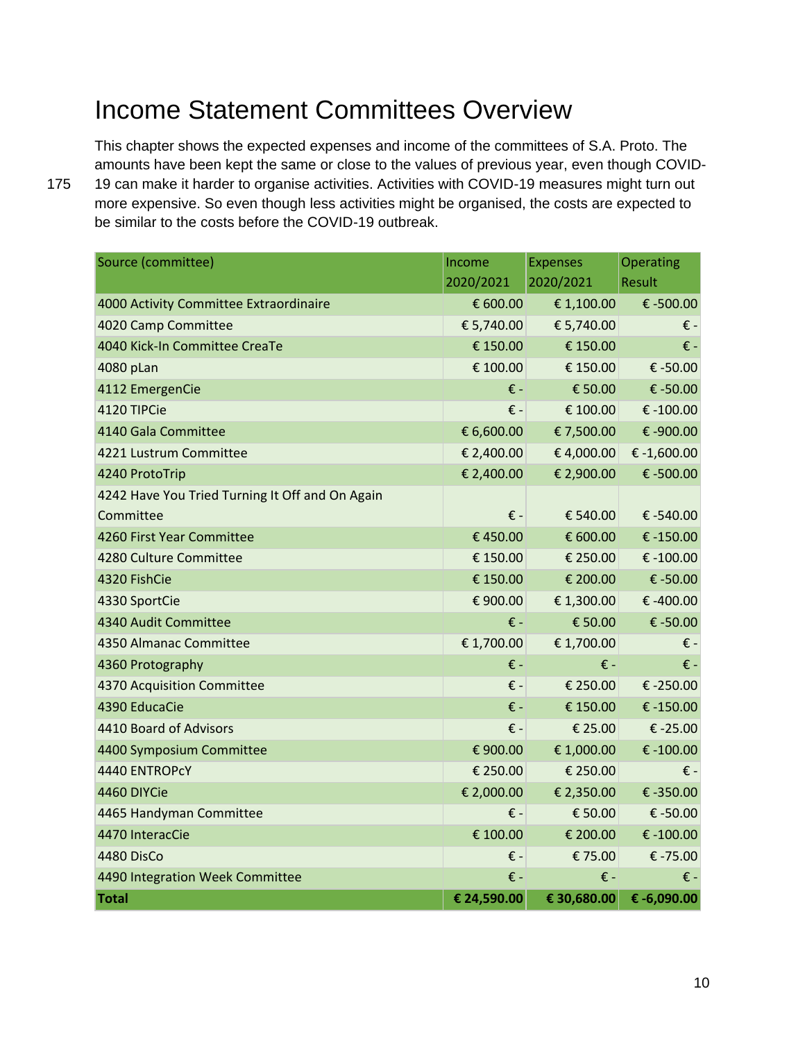# Income Statement Committees Overview

This chapter shows the expected expenses and income of the committees of S.A. Proto. The amounts have been kept the same or close to the values of previous year, even though COVID-19 can make it harder to organise activities. Activities with COVID-19 measures might turn out more expensive. So even though less activities might be organised, the costs are expected to be similar to the costs before the COVID-19 outbreak.

| Source (committee) | Income 2020/2021 | Expenses 2020/2021 | Operating Result |
|---|---|---|---|
| 4000 Activity Committee Extraordinaire | € 600.00 | € 1,100.00 | € -500.00 |
| 4020 Camp Committee | € 5,740.00 | € 5,740.00 | € - |
| 4040 Kick-In Committee CreaTe | € 150.00 | € 150.00 | € - |
| 4080 pLan | € 100.00 | € 150.00 | € -50.00 |
| 4112 EmergenCie | € - | € 50.00 | € -50.00 |
| 4120 TIPCie | € - | € 100.00 | € -100.00 |
| 4140 Gala Committee | € 6,600.00 | € 7,500.00 | € -900.00 |
| 4221 Lustrum Committee | € 2,400.00 | € 4,000.00 | € -1,600.00 |
| 4240 ProtoTrip | € 2,400.00 | € 2,900.00 | € -500.00 |
| 4242 Have You Tried Turning It Off and On Again Committee | € - | € 540.00 | € -540.00 |
| 4260 First Year Committee | € 450.00 | € 600.00 | € -150.00 |
| 4280 Culture Committee | € 150.00 | € 250.00 | € -100.00 |
| 4320 FishCie | € 150.00 | € 200.00 | € -50.00 |
| 4330 SportCie | € 900.00 | € 1,300.00 | € -400.00 |
| 4340 Audit Committee | € - | € 50.00 | € -50.00 |
| 4350 Almanac Committee | € 1,700.00 | € 1,700.00 | € - |
| 4360 Protography | € - | € - | € - |
| 4370 Acquisition Committee | € - | € 250.00 | € -250.00 |
| 4390 EducaCie | € - | € 150.00 | € -150.00 |
| 4410 Board of Advisors | € - | € 25.00 | € -25.00 |
| 4400 Symposium Committee | € 900.00 | € 1,000.00 | € -100.00 |
| 4440 ENTROPcY | € 250.00 | € 250.00 | € - |
| 4460 DIYCie | € 2,000.00 | € 2,350.00 | € -350.00 |
| 4465 Handyman Committee | € - | € 50.00 | € -50.00 |
| 4470 InteracCie | € 100.00 | € 200.00 | € -100.00 |
| 4480 DisCo | € - | € 75.00 | € -75.00 |
| 4490 Integration Week Committee | € - | € - | € - |
| **Total** | **€ 24,590.00** | **€ 30,680.00** | **€ -6,090.00** |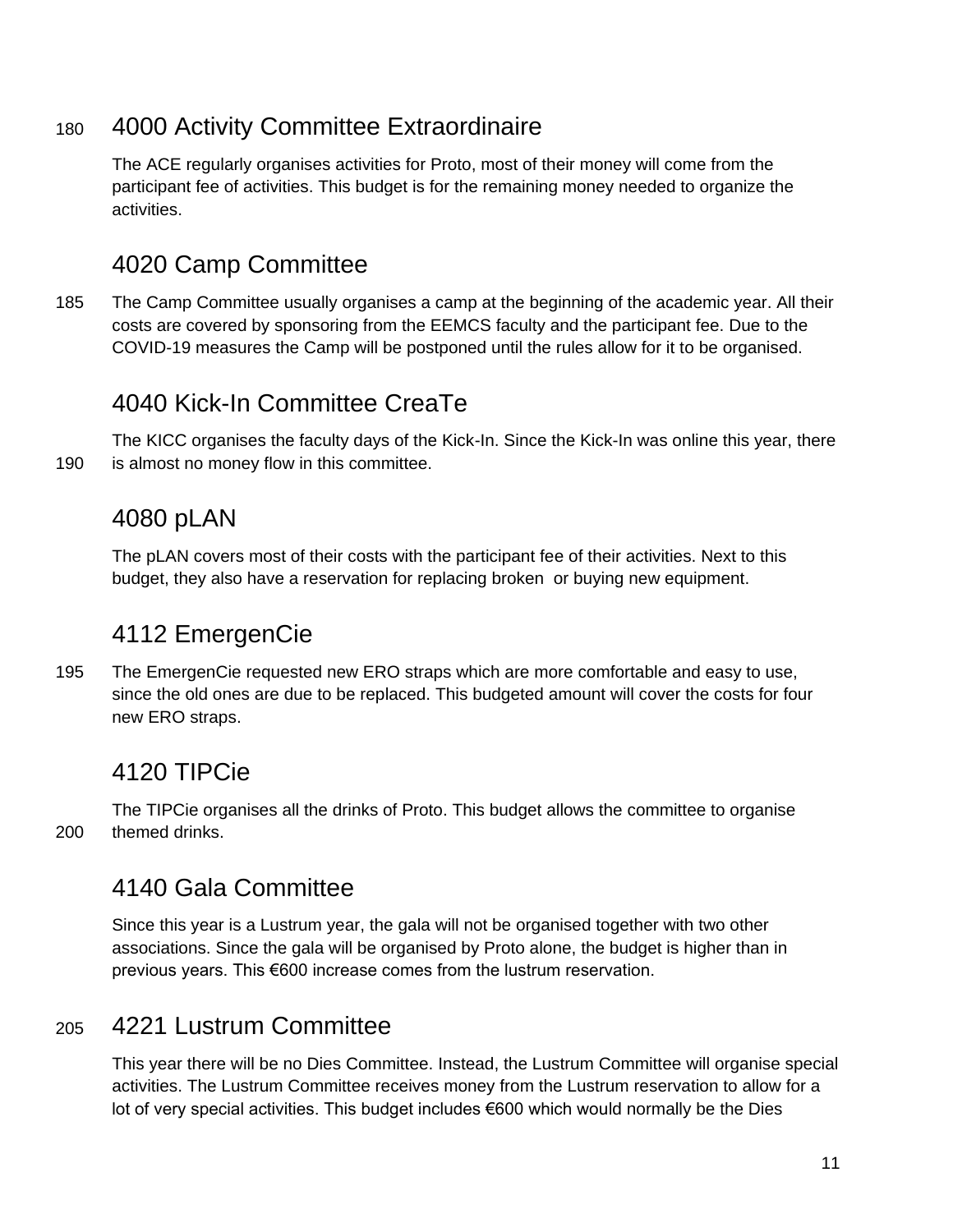## 4000 Activity Committee Extraordinaire

The ACE regularly organises activities for Proto, most of their money will come from the participant fee of activities. This budget is for the remaining money needed to organize the activities.

## 4020 Camp Committee

The Camp Committee usually organises a camp at the beginning of the academic year. All their costs are covered by sponsoring from the EEMCS faculty and the participant fee. Due to the COVID-19 measures the Camp will be postponed until the rules allow for it to be organised.

## 4040 Kick-In Committee CreaTe

The KICC organises the faculty days of the Kick-In. Since the Kick-In was online this year, there is almost no money flow in this committee.

## 4080 pLAN

The pLAN covers most of their costs with the participant fee of their activities. Next to this budget, they also have a reservation for replacing broken or buying new equipment.

## 4112 EmergenCie

The EmergenCie requested new ERO straps which are more comfortable and easy to use, since the old ones are due to be replaced. This budgeted amount will cover the costs for four new ERO straps.

## 4120 TIPCie

The TIPCie organises all the drinks of Proto. This budget allows the committee to organise themed drinks.

## 4140 Gala Committee

Since this year is a Lustrum year, the gala will not be organised together with two other associations. Since the gala will be organised by Proto alone, the budget is higher than in previous years. This €600 increase comes from the lustrum reservation.

## 4221 Lustrum Committee

This year there will be no Dies Committee. Instead, the Lustrum Committee will organise special activities. The Lustrum Committee receives money from the Lustrum reservation to allow for a lot of very special activities. This budget includes €600 which would normally be the Dies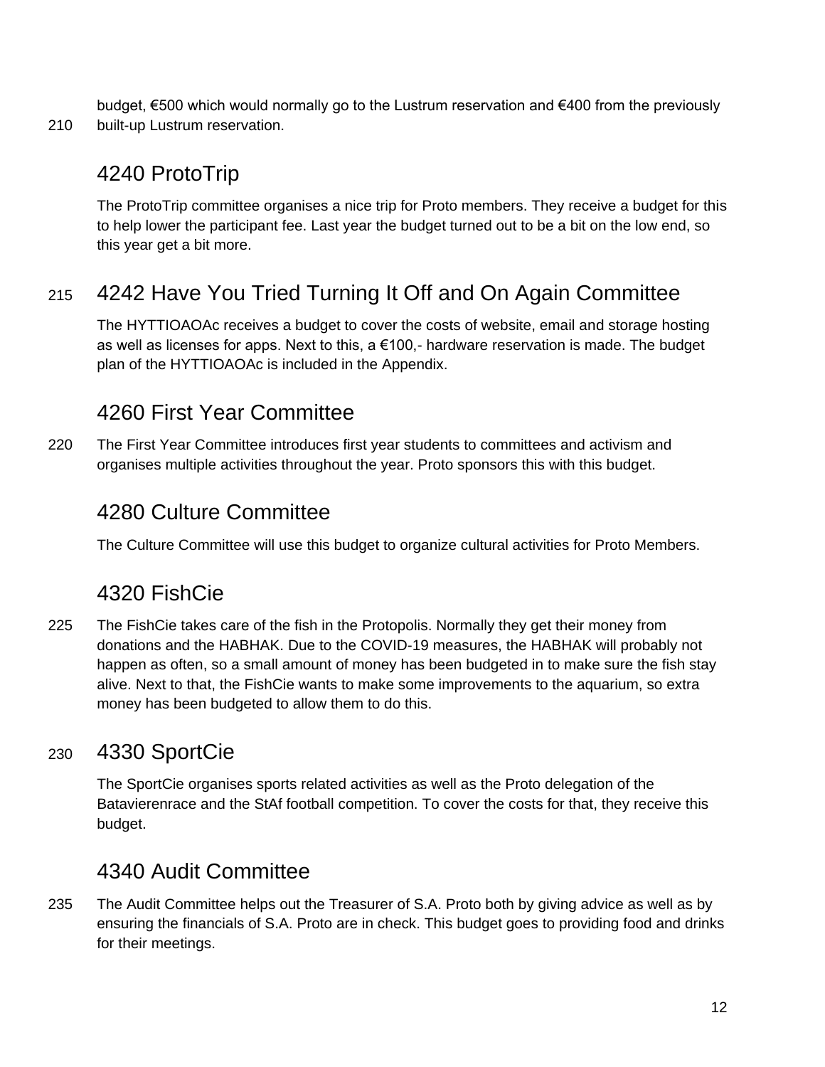budget, €500 which would normally go to the Lustrum reservation and €400 from the previously built-up Lustrum reservation.

## 4240 ProtoTrip

The ProtoTrip committee organises a nice trip for Proto members. They receive a budget for this to help lower the participant fee. Last year the budget turned out to be a bit on the low end, so this year get a bit more.

## 4242 Have You Tried Turning It Off and On Again Committee

The HYTTIOAOAc receives a budget to cover the costs of website, email and storage hosting as well as licenses for apps. Next to this, a €100,- hardware reservation is made. The budget plan of the HYTTIOAOAc is included in the Appendix.

## 4260 First Year Committee

The First Year Committee introduces first year students to committees and activism and organises multiple activities throughout the year. Proto sponsors this with this budget.

## 4280 Culture Committee

The Culture Committee will use this budget to organize cultural activities for Proto Members.

## 4320 FishCie

The FishCie takes care of the fish in the Protopolis. Normally they get their money from donations and the HABHAK. Due to the COVID-19 measures, the HABHAK will probably not happen as often, so a small amount of money has been budgeted in to make sure the fish stay alive. Next to that, the FishCie wants to make some improvements to the aquarium, so extra money has been budgeted to allow them to do this.

## 4330 SportCie

The SportCie organises sports related activities as well as the Proto delegation of the Batavierenrace and the StAf football competition. To cover the costs for that, they receive this budget.

## 4340 Audit Committee

The Audit Committee helps out the Treasurer of S.A. Proto both by giving advice as well as by ensuring the financials of S.A. Proto are in check. This budget goes to providing food and drinks for their meetings.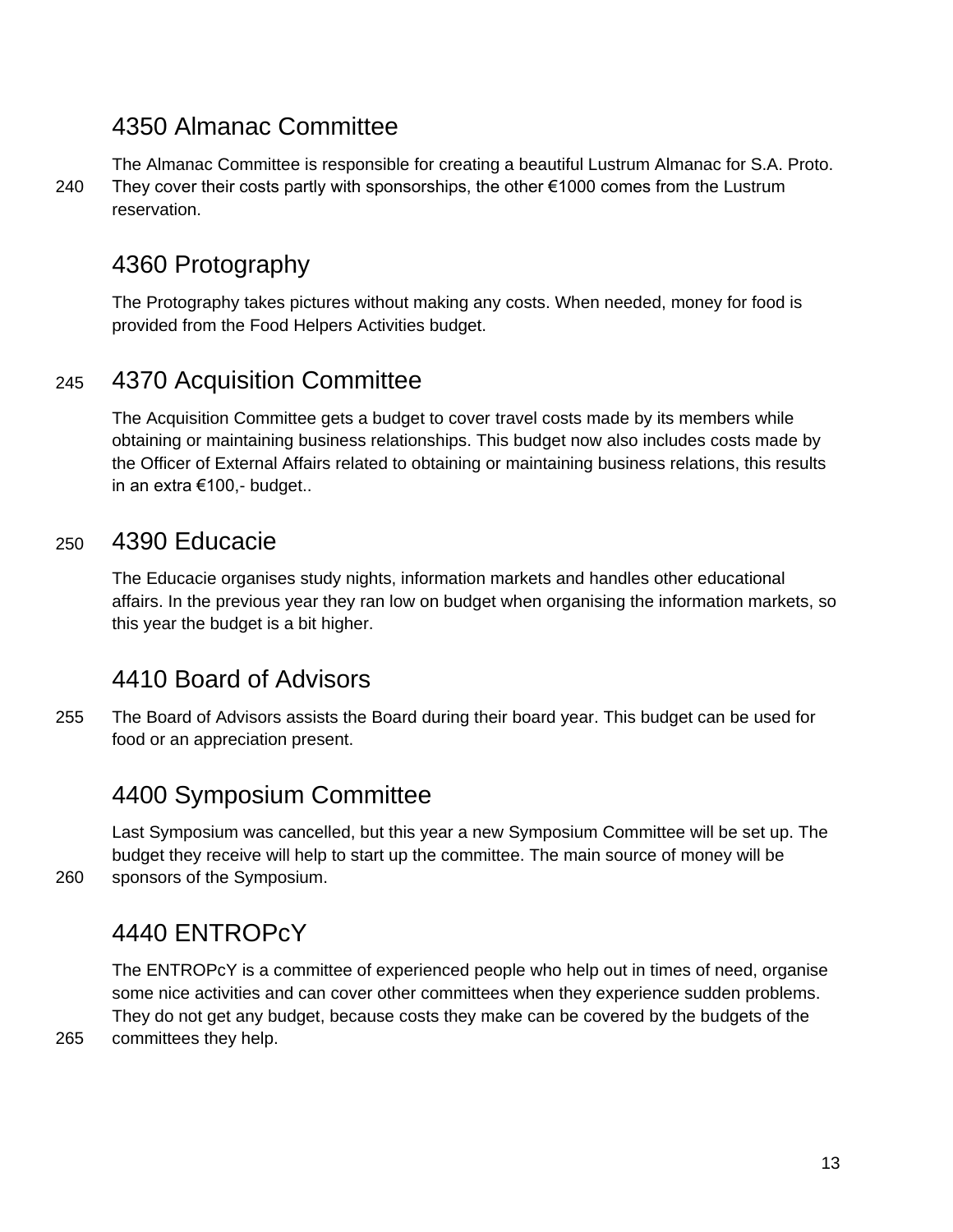## 4350 Almanac Committee

The Almanac Committee is responsible for creating a beautiful Lustrum Almanac for S.A. Proto. They cover their costs partly with sponsorships, the other €1000 comes from the Lustrum reservation.

## 4360 Protography

The Protography takes pictures without making any costs. When needed, money for food is provided from the Food Helpers Activities budget.

## 4370 Acquisition Committee

The Acquisition Committee gets a budget to cover travel costs made by its members while obtaining or maintaining business relationships. This budget now also includes costs made by the Officer of External Affairs related to obtaining or maintaining business relations, this results in an extra €100,- budget..

## 4390 Educacie

The Educacie organises study nights, information markets and handles other educational affairs. In the previous year they ran low on budget when organising the information markets, so this year the budget is a bit higher.

## 4410 Board of Advisors

The Board of Advisors assists the Board during their board year. This budget can be used for food or an appreciation present.

## 4400 Symposium Committee

Last Symposium was cancelled, but this year a new Symposium Committee will be set up. The budget they receive will help to start up the committee. The main source of money will be sponsors of the Symposium.

## 4440 ENTROPcY

The ENTROPcY is a committee of experienced people who help out in times of need, organise some nice activities and can cover other committees when they experience sudden problems. They do not get any budget, because costs they make can be covered by the budgets of the committees they help.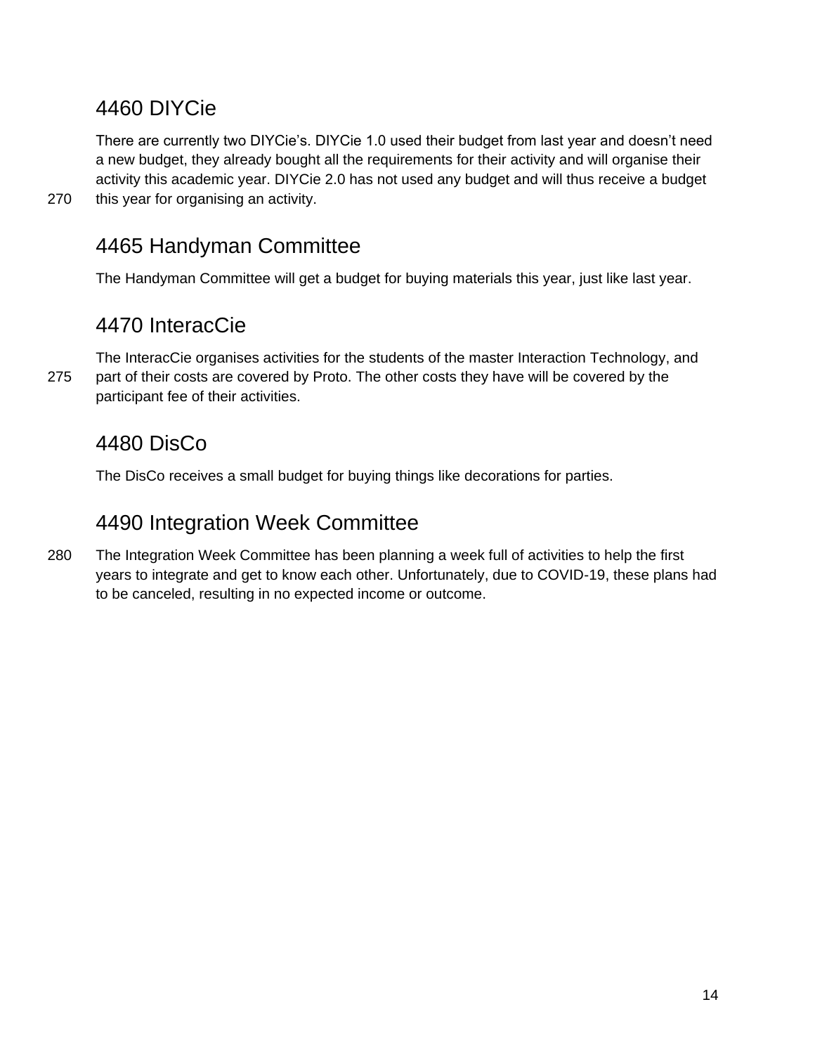## 4460 DIYCie

There are currently two DIYCie's. DIYCie 1.0 used their budget from last year and doesn't need a new budget, they already bought all the requirements for their activity and will organise their activity this academic year. DIYCie 2.0 has not used any budget and will thus receive a budget this year for organising an activity.

## 4465 Handyman Committee

The Handyman Committee will get a budget for buying materials this year, just like last year.

## 4470 InteracCie

The InteracCie organises activities for the students of the master Interaction Technology, and part of their costs are covered by Proto. The other costs they have will be covered by the participant fee of their activities.

## 4480 DisCo

The DisCo receives a small budget for buying things like decorations for parties.

## 4490 Integration Week Committee

The Integration Week Committee has been planning a week full of activities to help the first years to integrate and get to know each other. Unfortunately, due to COVID-19, these plans had to be canceled, resulting in no expected income or outcome.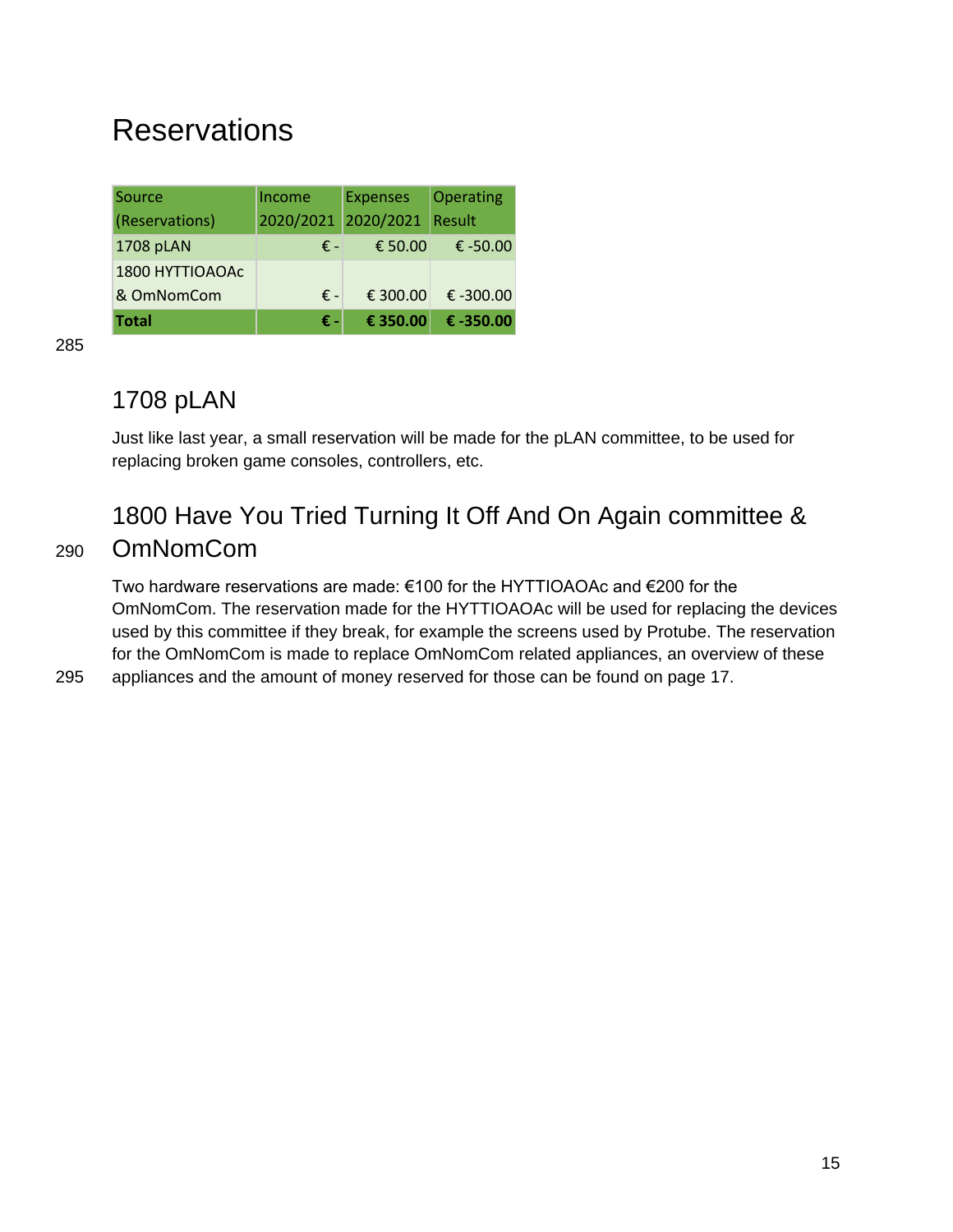# Reservations

| Source (Reservations) | Income 2020/2021 | Expenses 2020/2021 | Operating Result |
|---|---|---|---|
| 1708 pLAN | € - | € 50.00 | € -50.00 |
| 1800 HYTTIOAOAc & OmNomCom | € - | € 300.00 | € -300.00 |
| **Total** | **€ -** | **€ 350.00** | **€ -350.00** |

## 1708 pLAN

Just like last year, a small reservation will be made for the pLAN committee, to be used for replacing broken game consoles, controllers, etc.

## 1800 Have You Tried Turning It Off And On Again committee & OmNomCom

Two hardware reservations are made: €100 for the HYTTIOAOAc and €200 for the OmNomCom. The reservation made for the HYTTIOAOAc will be used for replacing the devices used by this committee if they break, for example the screens used by Protube. The reservation for the OmNomCom is made to replace OmNomCom related appliances, an overview of these appliances and the amount of money reserved for those can be found on page 17.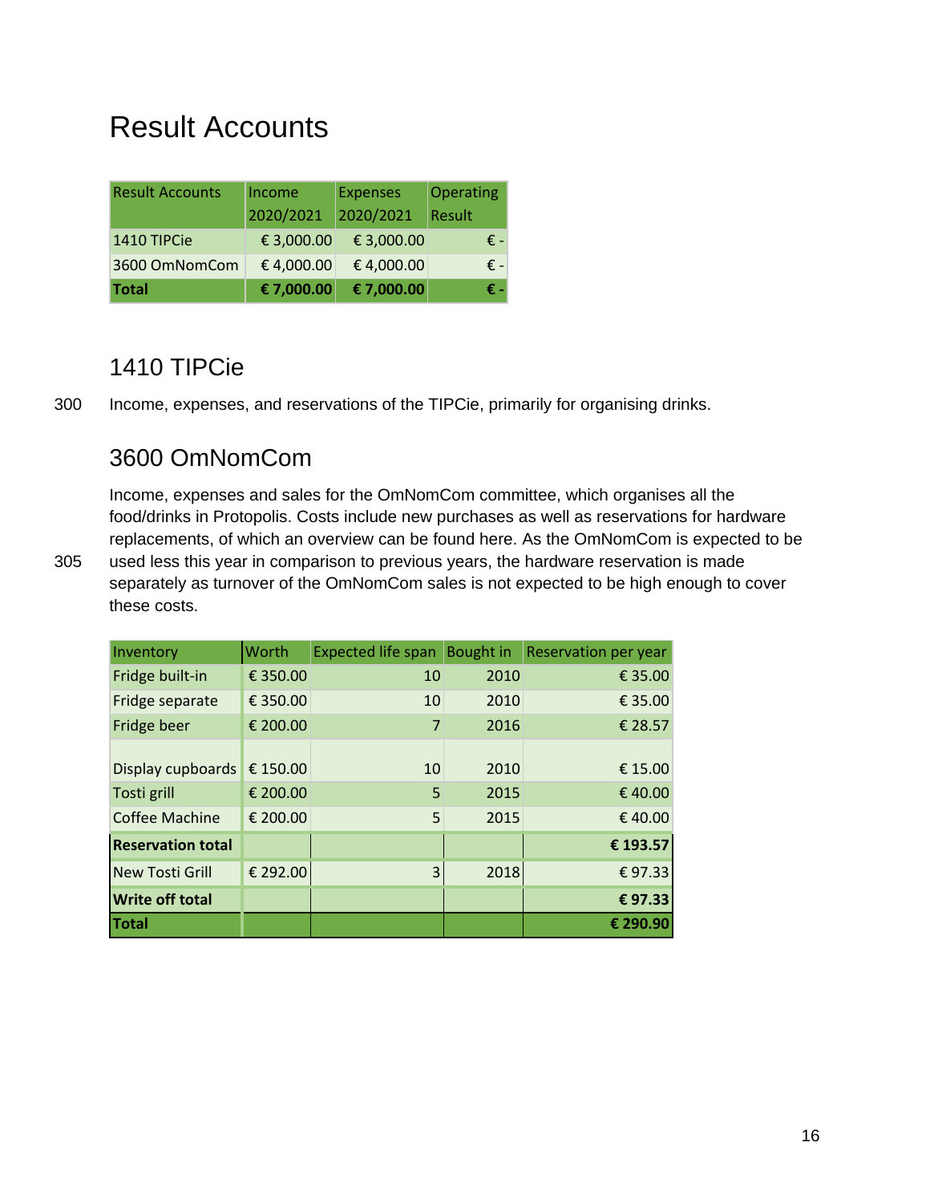# Result Accounts

| Result Accounts | Income 2020/2021 | Expenses 2020/2021 | Operating Result |
|---|---|---|---|
| 1410 TIPCie | € 3,000.00 | € 3,000.00 | € - |
| 3600 OmNomCom | € 4,000.00 | € 4,000.00 | € - |
| **Total** | **€ 7,000.00** | **€ 7,000.00** | **€ -** |

## 1410 TIPCie

Income, expenses, and reservations of the TIPCie, primarily for organising drinks.

## 3600 OmNomCom

Income, expenses and sales for the OmNomCom committee, which organises all the food/drinks in Protopolis. Costs include new purchases as well as reservations for hardware replacements, of which an overview can be found here. As the OmNomCom is expected to be used less this year in comparison to previous years, the hardware reservation is made separately as turnover of the OmNomCom sales is not expected to be high enough to cover these costs.

| Inventory | Worth | Expected life span | Bought in | Reservation per year |
|---|---|---|---|---|
| Fridge built-in | € 350.00 | 10 | 2010 | € 35.00 |
| Fridge separate | € 350.00 | 10 | 2010 | € 35.00 |
| Fridge beer | € 200.00 | 7 | 2016 | € 28.57 |
| Display cupboards | € 150.00 | 10 | 2010 | € 15.00 |
| Tosti grill | € 200.00 | 5 | 2015 | € 40.00 |
| Coffee Machine | € 200.00 | 5 | 2015 | € 40.00 |
| **Reservation total** | | | | **€ 193.57** |
| New Tosti Grill | € 292.00 | 3 | 2018 | € 97.33 |
| **Write off total** | | | | **€ 97.33** |
| **Total** | | | | **€ 290.90** |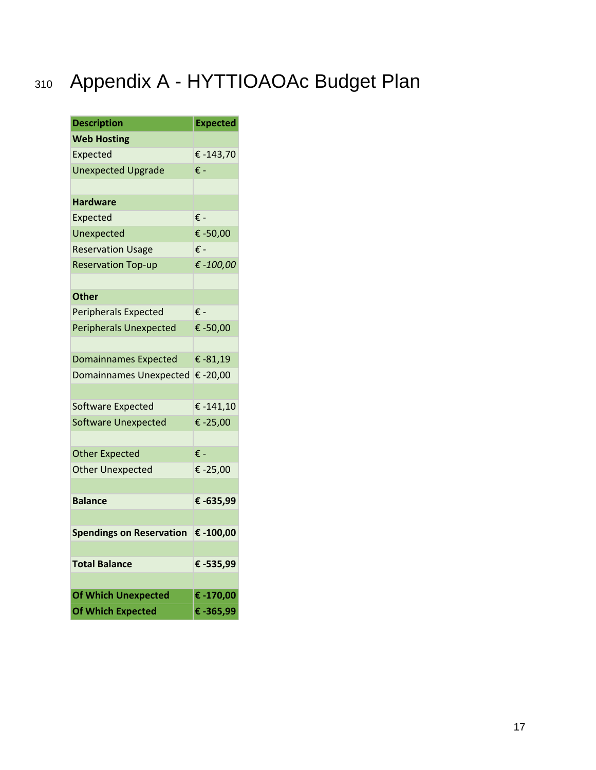# Appendix A - HYTTIOAOAc Budget Plan

| Description | Expected |
|---|---|
| **Web Hosting** | |
| Expected | € -143,70 |
| Unexpected Upgrade | € - |
| | |
| **Hardware** | |
| Expected | € - |
| Unexpected | € -50,00 |
| Reservation Usage | € - |
| Reservation Top-up | *€ -100,00* |
| | |
| **Other** | |
| Peripherals Expected | € - |
| Peripherals Unexpected | € -50,00 |
| | |
| Domainnames Expected | € -81,19 |
| Domainnames Unexpected | € -20,00 |
| | |
| Software Expected | € -141,10 |
| Software Unexpected | € -25,00 |
| | |
| Other Expected | € - |
| Other Unexpected | € -25,00 |
| | |
| **Balance** | **€ -635,99** |
| | |
| **Spendings on Reservation** | **€ -100,00** |
| | |
| **Total Balance** | **€ -535,99** |
| | |
| **Of Which Unexpected** | **€ -170,00** |
| **Of Which Expected** | **€ -365,99** |